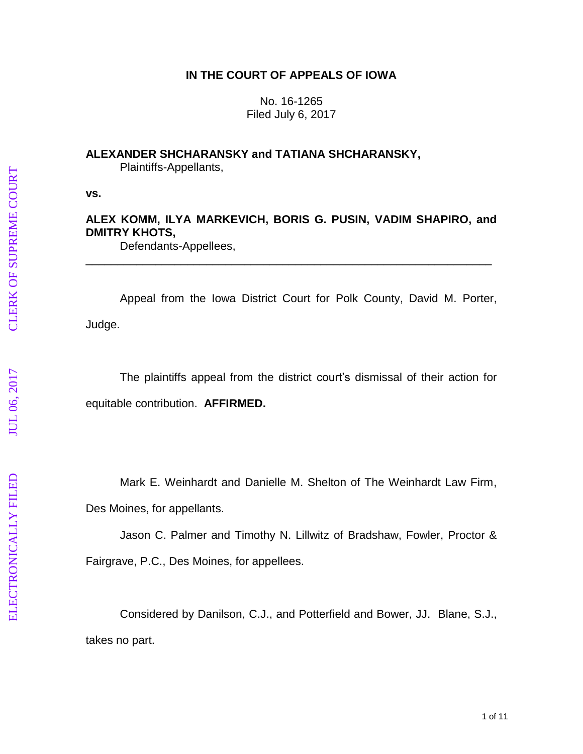**IN THE COURT OF APPEALS OF IOWA**

No. 16-1265
Filed July 6, 2017

**ALEXANDER SHCHARANSKY and TATIANA SHCHARANSKY,**
Plaintiffs-Appellants,

**vs.**

**ALEX KOMM, ILYA MARKEVICH, BORIS G. PUSIN, VADIM SHAPIRO, and DMITRY KHOTS,**
Defendants-Appellees,

---

Appeal from the Iowa District Court for Polk County, David M. Porter, Judge.

The plaintiffs appeal from the district court's dismissal of their action for equitable contribution. **AFFIRMED.**

Mark E. Weinhardt and Danielle M. Shelton of The Weinhardt Law Firm, Des Moines, for appellants.

Jason C. Palmer and Timothy N. Lillwitz of Bradshaw, Fowler, Proctor & Fairgrave, P.C., Des Moines, for appellees.

Considered by Danilson, C.J., and Potterfield and Bower, JJ. Blane, S.J., takes no part.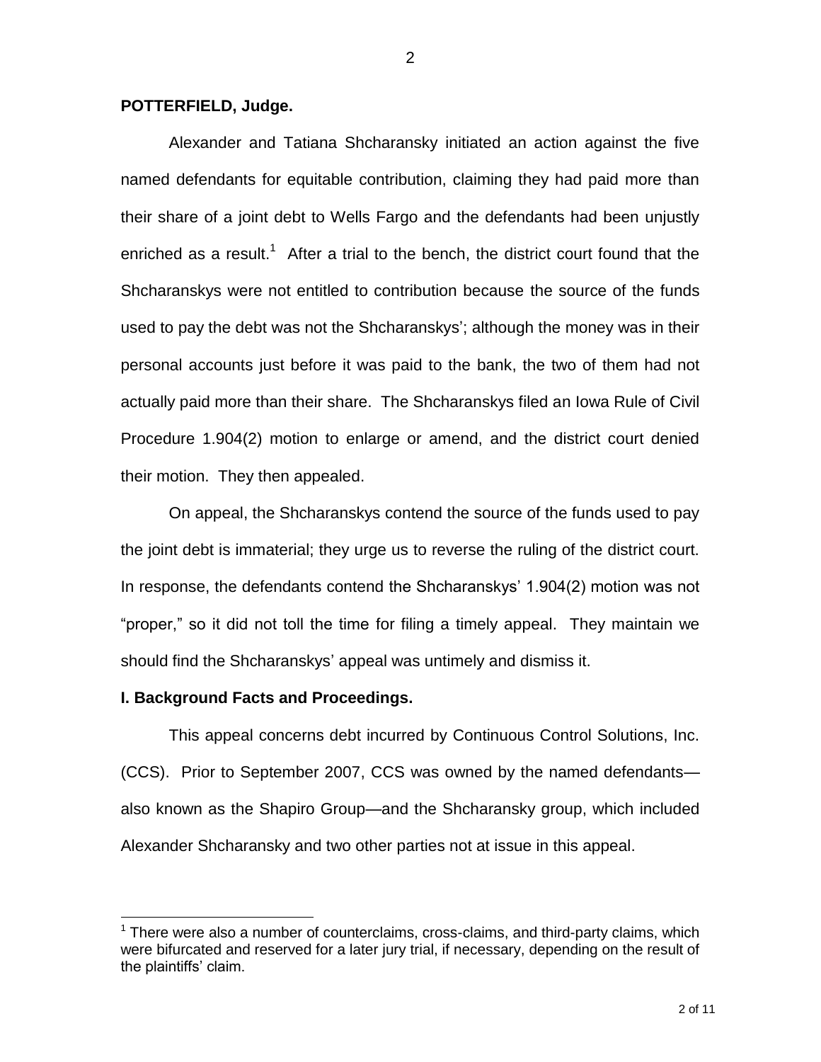**POTTERFIELD, Judge.**

Alexander and Tatiana Shcharansky initiated an action against the five named defendants for equitable contribution, claiming they had paid more than their share of a joint debt to Wells Fargo and the defendants had been unjustly enriched as a result.[1] After a trial to the bench, the district court found that the Shcharanskys were not entitled to contribution because the source of the funds used to pay the debt was not the Shcharanskys'; although the money was in their personal accounts just before it was paid to the bank, the two of them had not actually paid more than their share. The Shcharanskys filed an Iowa Rule of Civil Procedure 1.904(2) motion to enlarge or amend, and the district court denied their motion. They then appealed.

On appeal, the Shcharanskys contend the source of the funds used to pay the joint debt is immaterial; they urge us to reverse the ruling of the district court. In response, the defendants contend the Shcharanskys' 1.904(2) motion was not "proper," so it did not toll the time for filing a timely appeal. They maintain we should find the Shcharanskys' appeal was untimely and dismiss it.

## I. Background Facts and Proceedings.

This appeal concerns debt incurred by Continuous Control Solutions, Inc. (CCS). Prior to September 2007, CCS was owned by the named defendants—also known as the Shapiro Group—and the Shcharansky group, which included Alexander Shcharansky and two other parties not at issue in this appeal.

[1] There were also a number of counterclaims, cross-claims, and third-party claims, which were bifurcated and reserved for a later jury trial, if necessary, depending on the result of the plaintiffs' claim.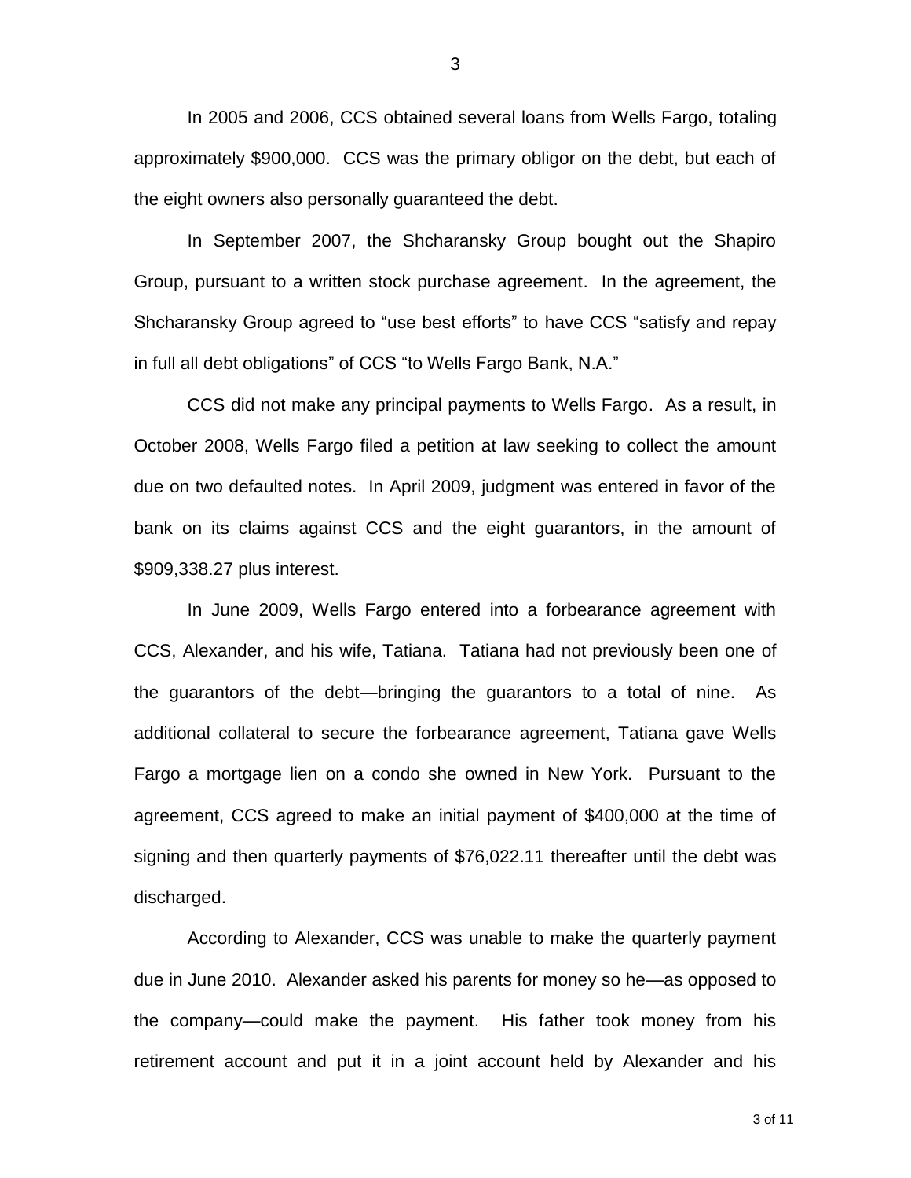In 2005 and 2006, CCS obtained several loans from Wells Fargo, totaling approximately $900,000. CCS was the primary obligor on the debt, but each of the eight owners also personally guaranteed the debt.

In September 2007, the Shcharansky Group bought out the Shapiro Group, pursuant to a written stock purchase agreement. In the agreement, the Shcharansky Group agreed to "use best efforts" to have CCS "satisfy and repay in full all debt obligations" of CCS "to Wells Fargo Bank, N.A."

CCS did not make any principal payments to Wells Fargo. As a result, in October 2008, Wells Fargo filed a petition at law seeking to collect the amount due on two defaulted notes. In April 2009, judgment was entered in favor of the bank on its claims against CCS and the eight guarantors, in the amount of $909,338.27 plus interest.

In June 2009, Wells Fargo entered into a forbearance agreement with CCS, Alexander, and his wife, Tatiana. Tatiana had not previously been one of the guarantors of the debt—bringing the guarantors to a total of nine. As additional collateral to secure the forbearance agreement, Tatiana gave Wells Fargo a mortgage lien on a condo she owned in New York. Pursuant to the agreement, CCS agreed to make an initial payment of $400,000 at the time of signing and then quarterly payments of $76,022.11 thereafter until the debt was discharged.

According to Alexander, CCS was unable to make the quarterly payment due in June 2010. Alexander asked his parents for money so he—as opposed to the company—could make the payment. His father took money from his retirement account and put it in a joint account held by Alexander and his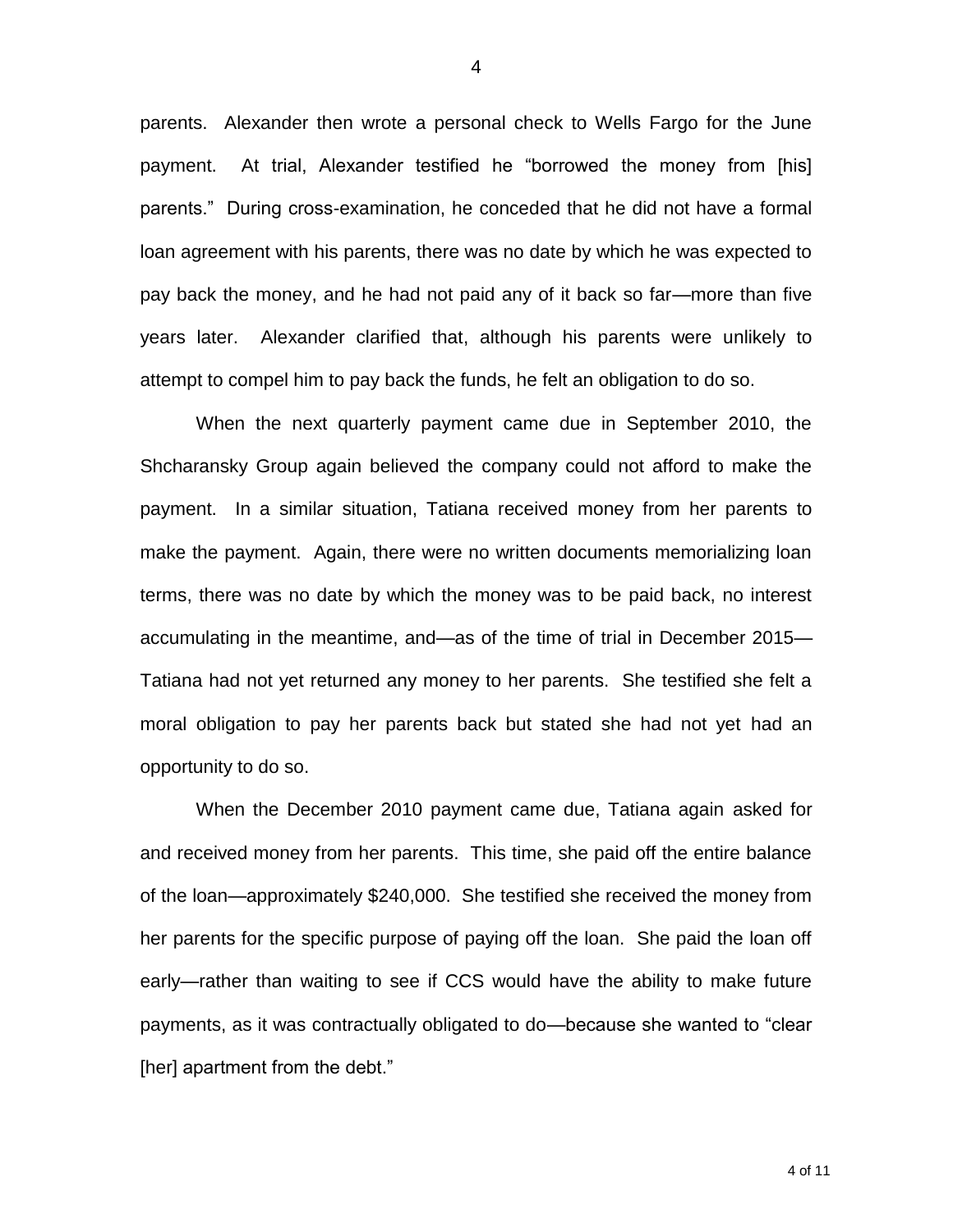parents. Alexander then wrote a personal check to Wells Fargo for the June payment. At trial, Alexander testified he "borrowed the money from [his] parents." During cross-examination, he conceded that he did not have a formal loan agreement with his parents, there was no date by which he was expected to pay back the money, and he had not paid any of it back so far—more than five years later. Alexander clarified that, although his parents were unlikely to attempt to compel him to pay back the funds, he felt an obligation to do so.

When the next quarterly payment came due in September 2010, the Shcharansky Group again believed the company could not afford to make the payment. In a similar situation, Tatiana received money from her parents to make the payment. Again, there were no written documents memorializing loan terms, there was no date by which the money was to be paid back, no interest accumulating in the meantime, and—as of the time of trial in December 2015—Tatiana had not yet returned any money to her parents. She testified she felt a moral obligation to pay her parents back but stated she had not yet had an opportunity to do so.

When the December 2010 payment came due, Tatiana again asked for and received money from her parents. This time, she paid off the entire balance of the loan—approximately $240,000. She testified she received the money from her parents for the specific purpose of paying off the loan. She paid the loan off early—rather than waiting to see if CCS would have the ability to make future payments, as it was contractually obligated to do—because she wanted to "clear [her] apartment from the debt."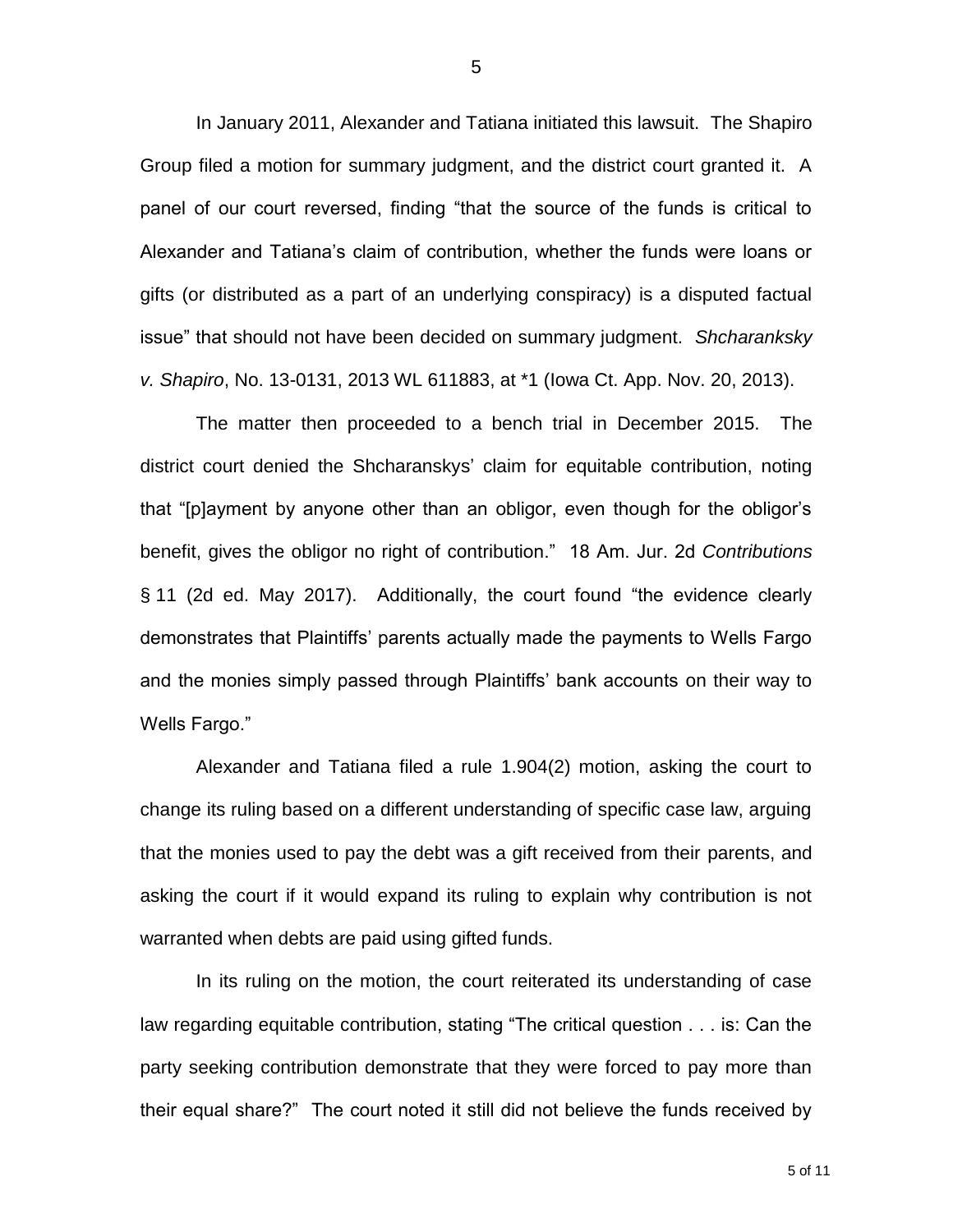In January 2011, Alexander and Tatiana initiated this lawsuit. The Shapiro Group filed a motion for summary judgment, and the district court granted it. A panel of our court reversed, finding "that the source of the funds is critical to Alexander and Tatiana's claim of contribution, whether the funds were loans or gifts (or distributed as a part of an underlying conspiracy) is a disputed factual issue" that should not have been decided on summary judgment. *Shcharanksky v. Shapiro*, No. 13-0131, 2013 WL 611883, at *1 (Iowa Ct. App. Nov. 20, 2013).

The matter then proceeded to a bench trial in December 2015. The district court denied the Shcharanskys' claim for equitable contribution, noting that "[p]ayment by anyone other than an obligor, even though for the obligor's benefit, gives the obligor no right of contribution." 18 Am. Jur. 2d *Contributions* § 11 (2d ed. May 2017). Additionally, the court found "the evidence clearly demonstrates that Plaintiffs' parents actually made the payments to Wells Fargo and the monies simply passed through Plaintiffs' bank accounts on their way to Wells Fargo."

Alexander and Tatiana filed a rule 1.904(2) motion, asking the court to change its ruling based on a different understanding of specific case law, arguing that the monies used to pay the debt was a gift received from their parents, and asking the court if it would expand its ruling to explain why contribution is not warranted when debts are paid using gifted funds.

In its ruling on the motion, the court reiterated its understanding of case law regarding equitable contribution, stating "The critical question . . . is: Can the party seeking contribution demonstrate that they were forced to pay more than their equal share?" The court noted it still did not believe the funds received by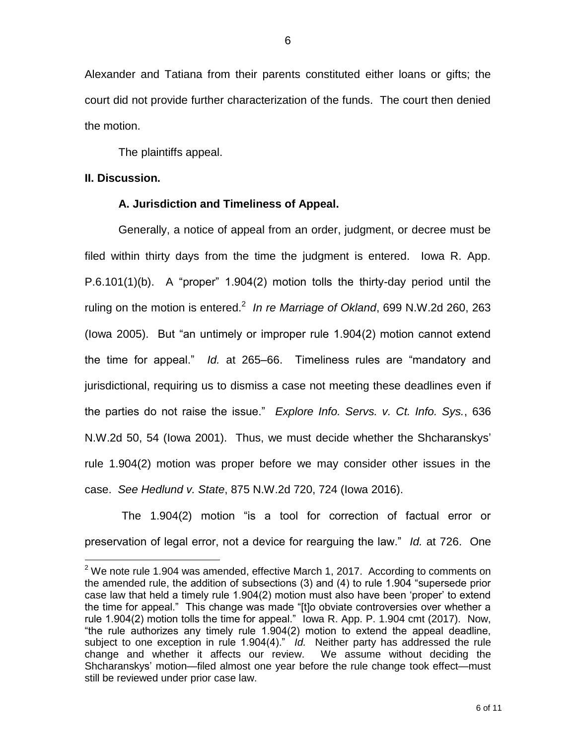Alexander and Tatiana from their parents constituted either loans or gifts; the court did not provide further characterization of the funds. The court then denied the motion.

The plaintiffs appeal.

**II. Discussion.**

**A. Jurisdiction and Timeliness of Appeal.**

Generally, a notice of appeal from an order, judgment, or decree must be filed within thirty days from the time the judgment is entered. Iowa R. App. P.6.101(1)(b). A "proper" 1.904(2) motion tolls the thirty-day period until the ruling on the motion is entered.[2] *In re Marriage of Okland*, 699 N.W.2d 260, 263 (Iowa 2005). But "an untimely or improper rule 1.904(2) motion cannot extend the time for appeal." *Id.* at 265–66. Timeliness rules are "mandatory and jurisdictional, requiring us to dismiss a case not meeting these deadlines even if the parties do not raise the issue." *Explore Info. Servs. v. Ct. Info. Sys.*, 636 N.W.2d 50, 54 (Iowa 2001). Thus, we must decide whether the Shcharanskys' rule 1.904(2) motion was proper before we may consider other issues in the case. *See Hedlund v. State*, 875 N.W.2d 720, 724 (Iowa 2016).

The 1.904(2) motion "is a tool for correction of factual error or preservation of legal error, not a device for rearguing the law." *Id.* at 726. One

[2] We note rule 1.904 was amended, effective March 1, 2017. According to comments on the amended rule, the addition of subsections (3) and (4) to rule 1.904 "supersede prior case law that held a timely rule 1.904(2) motion must also have been 'proper' to extend the time for appeal." This change was made "[t]o obviate controversies over whether a rule 1.904(2) motion tolls the time for appeal." Iowa R. App. P. 1.904 cmt (2017). Now, "the rule authorizes any timely rule 1.904(2) motion to extend the appeal deadline, subject to one exception in rule 1.904(4)." *Id.* Neither party has addressed the rule change and whether it affects our review. We assume without deciding the Shcharanskys' motion—filed almost one year before the rule change took effect—must still be reviewed under prior case law.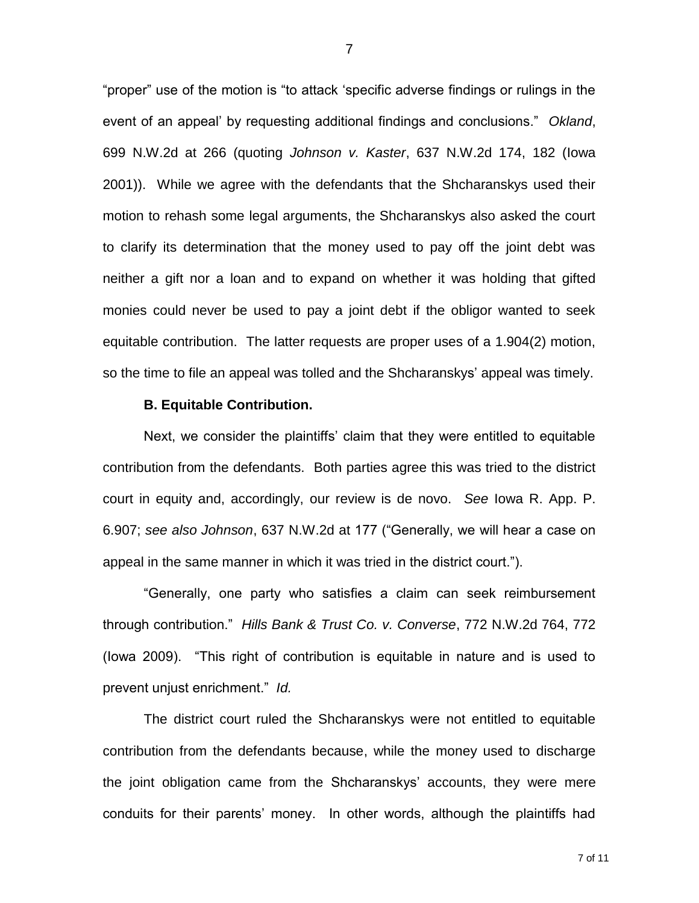"proper" use of the motion is "to attack 'specific adverse findings or rulings in the event of an appeal' by requesting additional findings and conclusions." *Okland*, 699 N.W.2d at 266 (quoting *Johnson v. Kaster*, 637 N.W.2d 174, 182 (Iowa 2001)). While we agree with the defendants that the Shcharanskys used their motion to rehash some legal arguments, the Shcharanskys also asked the court to clarify its determination that the money used to pay off the joint debt was neither a gift nor a loan and to expand on whether it was holding that gifted monies could never be used to pay a joint debt if the obligor wanted to seek equitable contribution. The latter requests are proper uses of a 1.904(2) motion, so the time to file an appeal was tolled and the Shcharanskys' appeal was timely.

**B. Equitable Contribution.**

Next, we consider the plaintiffs' claim that they were entitled to equitable contribution from the defendants. Both parties agree this was tried to the district court in equity and, accordingly, our review is de novo. *See* Iowa R. App. P. 6.907; *see also Johnson*, 637 N.W.2d at 177 ("Generally, we will hear a case on appeal in the same manner in which it was tried in the district court.").

"Generally, one party who satisfies a claim can seek reimbursement through contribution." *Hills Bank & Trust Co. v. Converse*, 772 N.W.2d 764, 772 (Iowa 2009). "This right of contribution is equitable in nature and is used to prevent unjust enrichment." *Id.*

The district court ruled the Shcharanskys were not entitled to equitable contribution from the defendants because, while the money used to discharge the joint obligation came from the Shcharanskys' accounts, they were mere conduits for their parents' money. In other words, although the plaintiffs had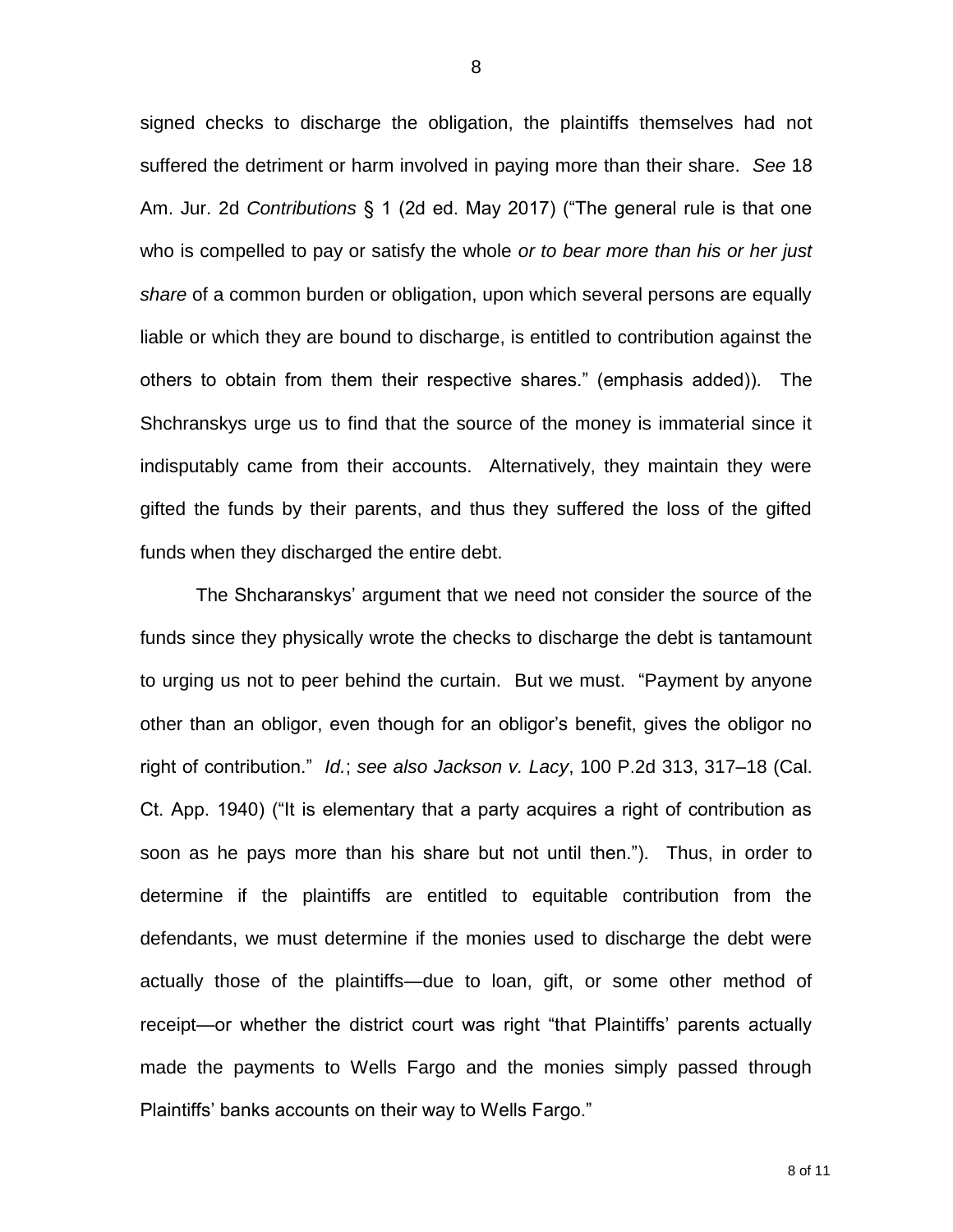signed checks to discharge the obligation, the plaintiffs themselves had not suffered the detriment or harm involved in paying more than their share. *See* 18 Am. Jur. 2d *Contributions* § 1 (2d ed. May 2017) ("The general rule is that one who is compelled to pay or satisfy the whole *or to bear more than his or her just share* of a common burden or obligation, upon which several persons are equally liable or which they are bound to discharge, is entitled to contribution against the others to obtain from them their respective shares." (emphasis added)). The Shchranskys urge us to find that the source of the money is immaterial since it indisputably came from their accounts. Alternatively, they maintain they were gifted the funds by their parents, and thus they suffered the loss of the gifted funds when they discharged the entire debt.

The Shcharanskys' argument that we need not consider the source of the funds since they physically wrote the checks to discharge the debt is tantamount to urging us not to peer behind the curtain. But we must. "Payment by anyone other than an obligor, even though for an obligor's benefit, gives the obligor no right of contribution." *Id.*; *see also Jackson v. Lacy*, 100 P.2d 313, 317–18 (Cal. Ct. App. 1940) ("It is elementary that a party acquires a right of contribution as soon as he pays more than his share but not until then."). Thus, in order to determine if the plaintiffs are entitled to equitable contribution from the defendants, we must determine if the monies used to discharge the debt were actually those of the plaintiffs—due to loan, gift, or some other method of receipt—or whether the district court was right "that Plaintiffs' parents actually made the payments to Wells Fargo and the monies simply passed through Plaintiffs' banks accounts on their way to Wells Fargo."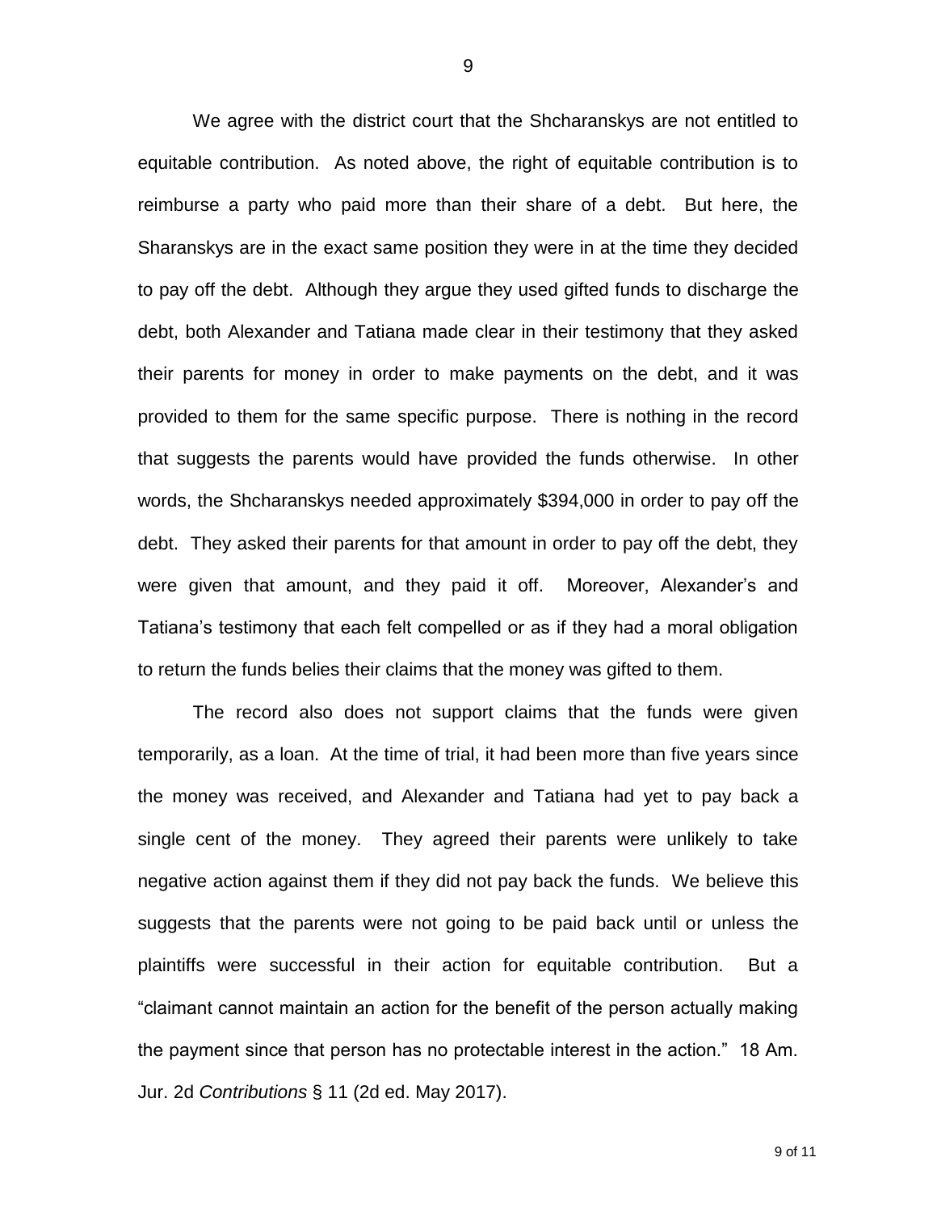We agree with the district court that the Shcharanskys are not entitled to equitable contribution. As noted above, the right of equitable contribution is to reimburse a party who paid more than their share of a debt. But here, the Sharanskys are in the exact same position they were in at the time they decided to pay off the debt. Although they argue they used gifted funds to discharge the debt, both Alexander and Tatiana made clear in their testimony that they asked their parents for money in order to make payments on the debt, and it was provided to them for the same specific purpose. There is nothing in the record that suggests the parents would have provided the funds otherwise. In other words, the Shcharanskys needed approximately $394,000 in order to pay off the debt. They asked their parents for that amount in order to pay off the debt, they were given that amount, and they paid it off. Moreover, Alexander's and Tatiana's testimony that each felt compelled or as if they had a moral obligation to return the funds belies their claims that the money was gifted to them.

The record also does not support claims that the funds were given temporarily, as a loan. At the time of trial, it had been more than five years since the money was received, and Alexander and Tatiana had yet to pay back a single cent of the money. They agreed their parents were unlikely to take negative action against them if they did not pay back the funds. We believe this suggests that the parents were not going to be paid back until or unless the plaintiffs were successful in their action for equitable contribution. But a "claimant cannot maintain an action for the benefit of the person actually making the payment since that person has no protectable interest in the action." 18 Am. Jur. 2d *Contributions* § 11 (2d ed. May 2017).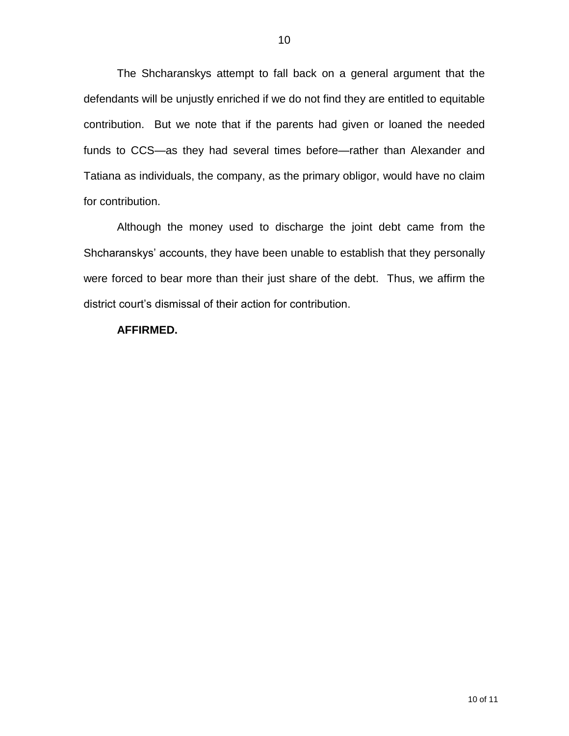The Shcharanskys attempt to fall back on a general argument that the defendants will be unjustly enriched if we do not find they are entitled to equitable contribution. But we note that if the parents had given or loaned the needed funds to CCS—as they had several times before—rather than Alexander and Tatiana as individuals, the company, as the primary obligor, would have no claim for contribution.

Although the money used to discharge the joint debt came from the Shcharanskys' accounts, they have been unable to establish that they personally were forced to bear more than their just share of the debt. Thus, we affirm the district court's dismissal of their action for contribution.

**AFFIRMED.**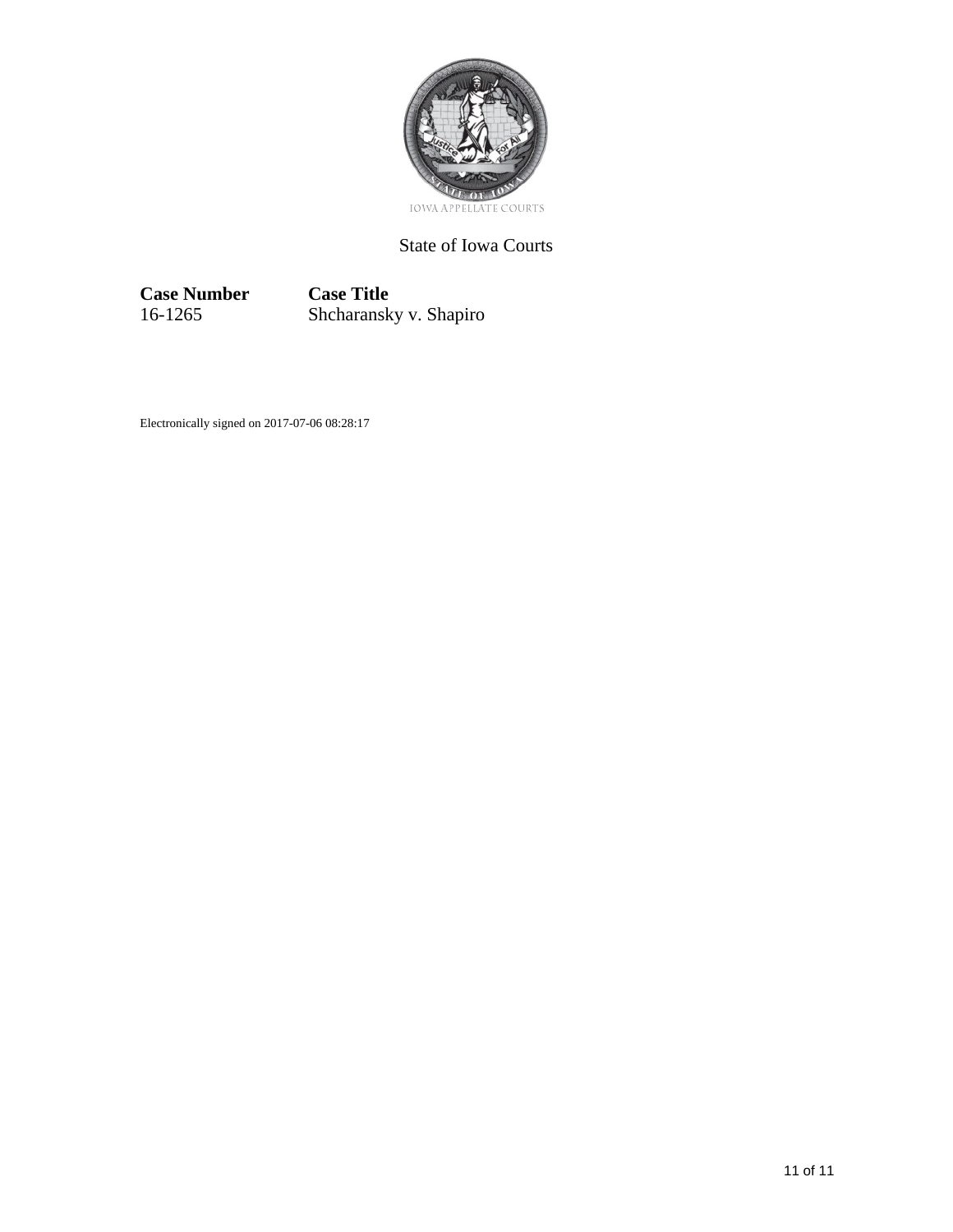IOWA APPELLATE COURTS

State of Iowa Courts

| **Case Number** | **Case Title** |
| --- | --- |
| 16-1265 | Shcharansky v. Shapiro |

Electronically signed on 2017-07-06 08:28:17